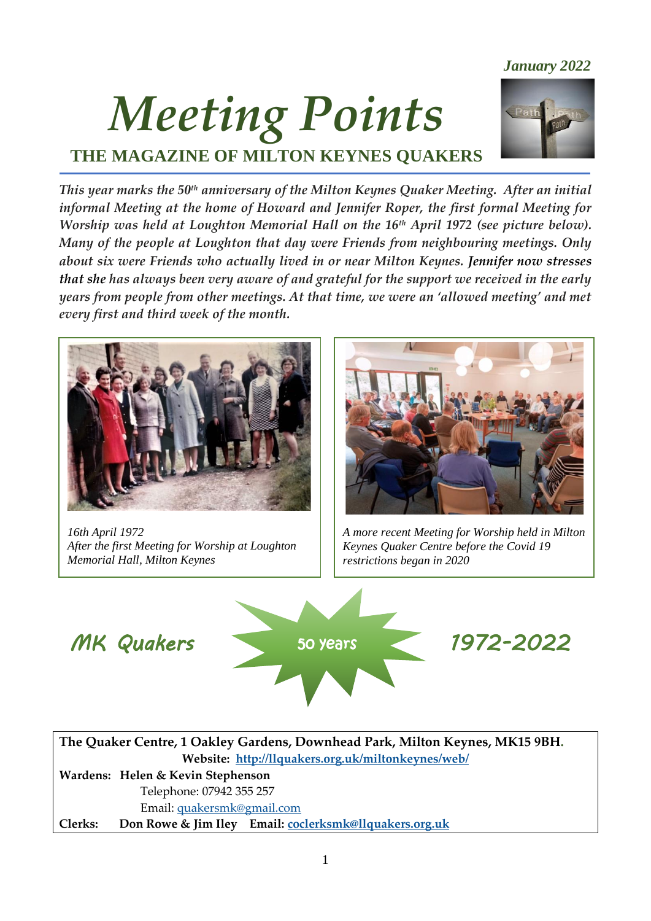*January 2022*

# Meeting Points

## THE MAGAZINE OF MILTON KEYNES QUAKERS

*This year marks the 50th anniversary of the Milton Keynes Quaker Meeting. After an initial informal Meeting at the home of Howard and Jennifer Roper, the first formal Meeting for Worship was held at Loughton Memorial Hall on the 16th April 1972 (see picture below). Many of the people at Loughton that day were Friends from neighbouring meetings. Only about six were Friends who actually lived in or near Milton Keynes. **Jennifer now stresses that she** has always been very aware of and grateful for the support we received in the early years from people from other meetings. At that time, we were an 'allowed meeting' and met every first and third week of the month.*

*16th April 1972*
*After the first Meeting for Worship at Loughton Memorial Hall, Milton Keynes*

*A more recent Meeting for Worship held in Milton Keynes Quaker Centre before the Covid 19 restrictions began in 2020*

*MK Quakers* 50 years *1972-2022*

**The Quaker Centre, 1 Oakley Gardens, Downhead Park, Milton Keynes, MK15 9BH.**
**Website: http://llquakers.org.uk/miltonkeynes/web/**
**Wardens: Helen & Kevin Stephenson**
Telephone: 07942 355 257
Email: quakersmk@gmail.com
**Clerks: Don Rowe & Jim Iley Email: coclerksmk@llquakers.org.uk**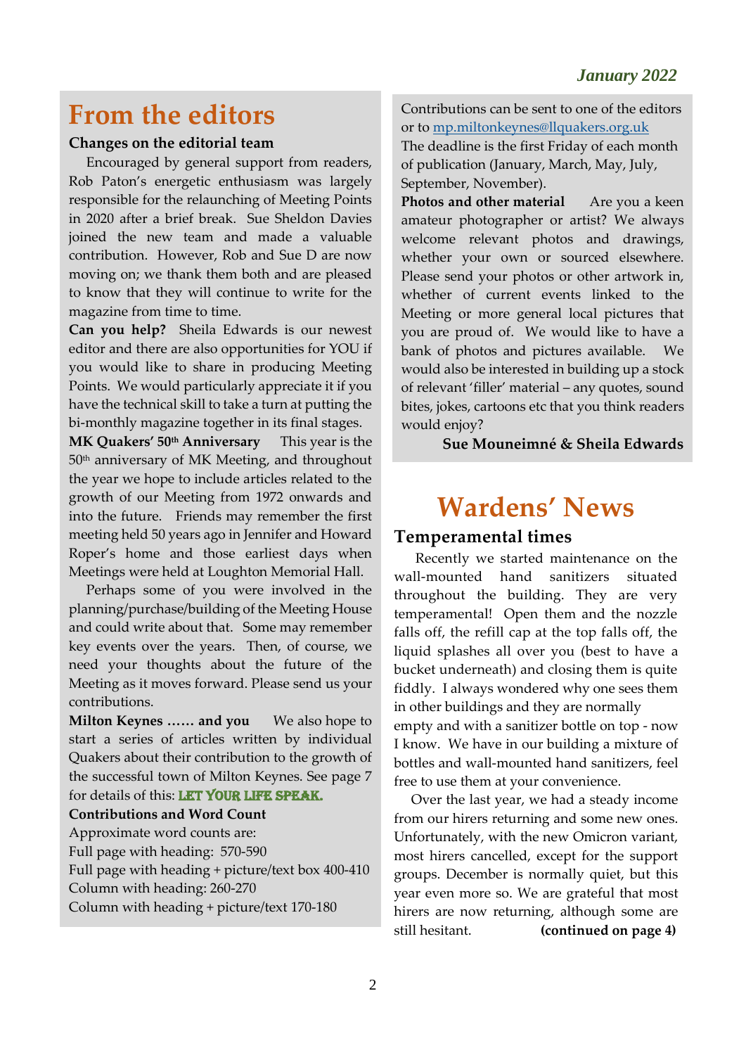*January 2022*

# From the editors

**Changes on the editorial team**

Encouraged by general support from readers, Rob Paton's energetic enthusiasm was largely responsible for the relaunching of Meeting Points in 2020 after a brief break. Sue Sheldon Davies joined the new team and made a valuable contribution. However, Rob and Sue D are now moving on; we thank them both and are pleased to know that they will continue to write for the magazine from time to time.

**Can you help?** Sheila Edwards is our newest editor and there are also opportunities for YOU if you would like to share in producing Meeting Points. We would particularly appreciate it if you have the technical skill to take a turn at putting the bi-monthly magazine together in its final stages.

**MK Quakers' 50th Anniversary** This year is the 50th anniversary of MK Meeting, and throughout the year we hope to include articles related to the growth of our Meeting from 1972 onwards and into the future. Friends may remember the first meeting held 50 years ago in Jennifer and Howard Roper's home and those earliest days when Meetings were held at Loughton Memorial Hall.

Perhaps some of you were involved in the planning/purchase/building of the Meeting House and could write about that. Some may remember key events over the years. Then, of course, we need your thoughts about the future of the Meeting as it moves forward. Please send us your contributions.

**Milton Keynes …… and you** We also hope to start a series of articles written by individual Quakers about their contribution to the growth of the successful town of Milton Keynes. See page 7 for details of this: **LET YOUR LIFE SPEAK.**

**Contributions and Word Count**

Approximate word counts are:
Full page with heading: 570-590
Full page with heading + picture/text box 400-410
Column with heading: 260-270
Column with heading + picture/text 170-180

Contributions can be sent to one of the editors or to mp.miltonkeynes@llquakers.org.uk
The deadline is the first Friday of each month of publication (January, March, May, July, September, November).

**Photos and other material** Are you a keen amateur photographer or artist? We always welcome relevant photos and drawings, whether your own or sourced elsewhere. Please send your photos or other artwork in, whether of current events linked to the Meeting or more general local pictures that you are proud of. We would like to have a bank of photos and pictures available. We would also be interested in building up a stock of relevant 'filler' material – any quotes, sound bites, jokes, cartoons etc that you think readers would enjoy?

**Sue Mouneimné & Sheila Edwards**

# Wardens' News

## Temperamental times

Recently we started maintenance on the wall-mounted hand sanitizers situated throughout the building. They are very temperamental! Open them and the nozzle falls off, the refill cap at the top falls off, the liquid splashes all over you (best to have a bucket underneath) and closing them is quite fiddly. I always wondered why one sees them in other buildings and they are normally empty and with a sanitizer bottle on top - now I know. We have in our building a mixture of bottles and wall-mounted hand sanitizers, feel free to use them at your convenience.

Over the last year, we had a steady income from our hirers returning and some new ones. Unfortunately, with the new Omicron variant, most hirers cancelled, except for the support groups. December is normally quiet, but this year even more so. We are grateful that most hirers are now returning, although some are still hesitant. **(continued on page 4)**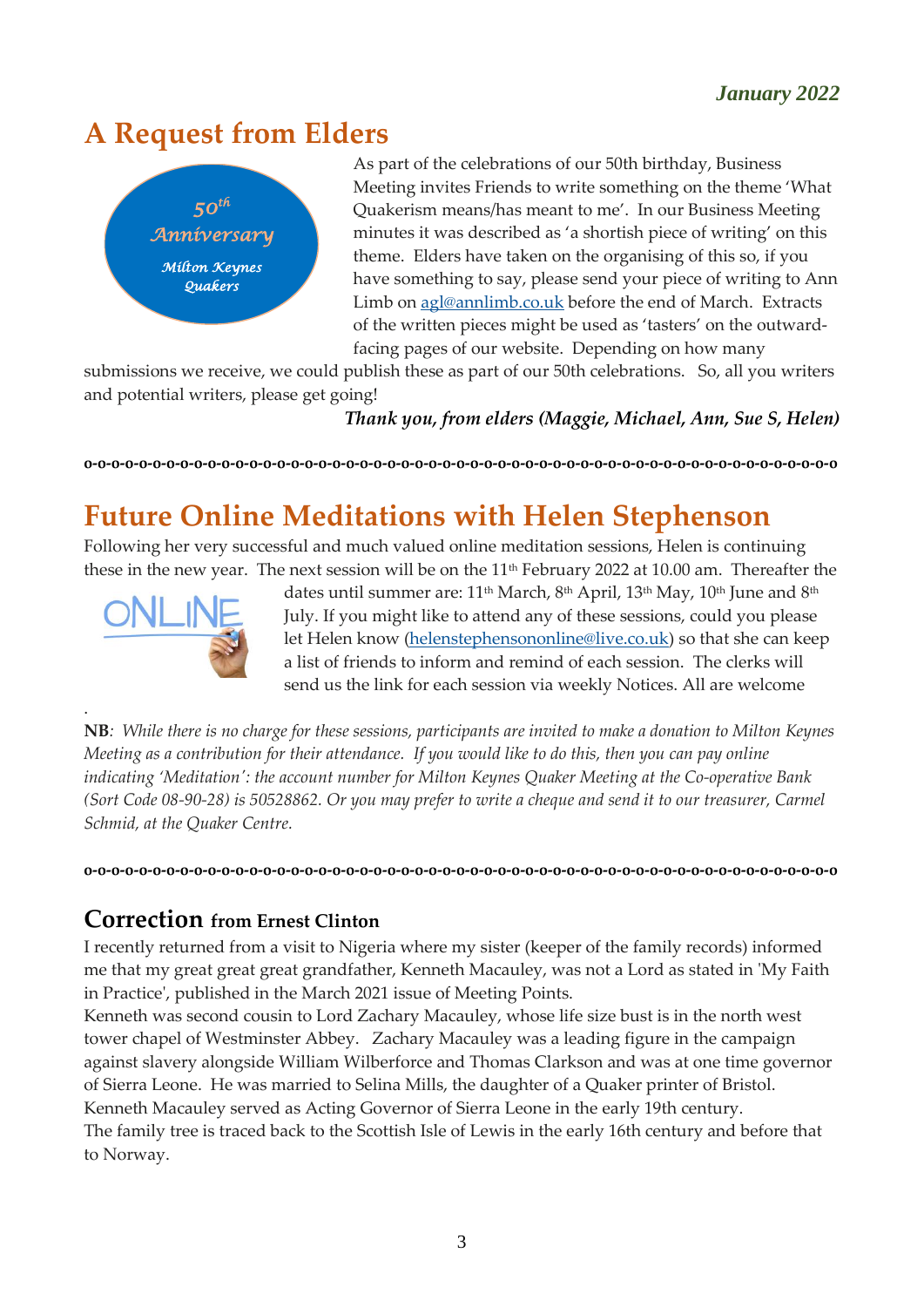*January 2022*

# A Request from Elders

As part of the celebrations of our 50th birthday, Business Meeting invites Friends to write something on the theme 'What Quakerism means/has meant to me'. In our Business Meeting minutes it was described as 'a shortish piece of writing' on this theme. Elders have taken on the organising of this so, if you have something to say, please send your piece of writing to Ann Limb on agl@annlimb.co.uk before the end of March. Extracts of the written pieces might be used as 'tasters' on the outward-facing pages of our website. Depending on how many submissions we receive, we could publish these as part of our 50th celebrations. So, all you writers and potential writers, please get going!

*Thank you, from elders (Maggie, Michael, Ann, Sue S, Helen)*

o-o-o-o-o-o-o-o-o-o-o-o-o-o-o-o-o-o-o-o-o-o-o-o-o-o-o-o-o-o-o-o-o-o-o-o-o-o-o-o-o-o-o-o-o-o-o-o-o-o-o-o-o-o-o-o-o-o-o-o-o-o-o-o-o-o-o

# Future Online Meditations with Helen Stephenson

Following her very successful and much valued online meditation sessions, Helen is continuing these in the new year. The next session will be on the 11th February 2022 at 10.00 am. Thereafter the dates until summer are: 11th March, 8th April, 13th May, 10th June and 8th July. If you might like to attend any of these sessions, could you please let Helen know (helenstephensononline@live.co.uk) so that she can keep a list of friends to inform and remind of each session. The clerks will send us the link for each session via weekly Notices. All are welcome

**NB**: *While there is no charge for these sessions, participants are invited to make a donation to Milton Keynes Meeting as a contribution for their attendance. If you would like to do this, then you can pay online indicating 'Meditation': the account number for Milton Keynes Quaker Meeting at the Co-operative Bank (Sort Code 08-90-28) is 50528862. Or you may prefer to write a cheque and send it to our treasurer, Carmel Schmid, at the Quaker Centre.*

o-o-o-o-o-o-o-o-o-o-o-o-o-o-o-o-o-o-o-o-o-o-o-o-o-o-o-o-o-o-o-o-o-o-o-o-o-o-o-o-o-o-o-o-o-o-o-o-o-o-o-o-o-o-o-o-o-o-o-o-o-o-o-o-o-o-o

## Correction from Ernest Clinton

I recently returned from a visit to Nigeria where my sister (keeper of the family records) informed me that my great great great grandfather, Kenneth Macauley, was not a Lord as stated in 'My Faith in Practice', published in the March 2021 issue of Meeting Points.

Kenneth was second cousin to Lord Zachary Macauley, whose life size bust is in the north west tower chapel of Westminster Abbey. Zachary Macauley was a leading figure in the campaign against slavery alongside William Wilberforce and Thomas Clarkson and was at one time governor of Sierra Leone. He was married to Selina Mills, the daughter of a Quaker printer of Bristol. Kenneth Macauley served as Acting Governor of Sierra Leone in the early 19th century.

The family tree is traced back to the Scottish Isle of Lewis in the early 16th century and before that to Norway.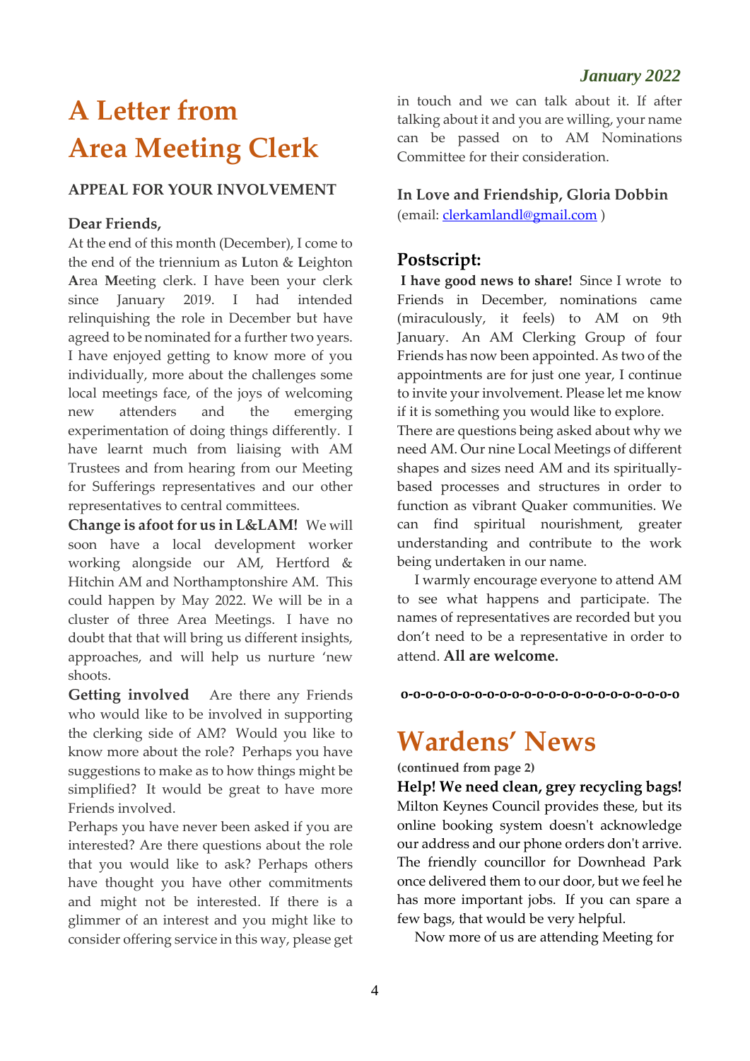# A Letter from Area Meeting Clerk

### APPEAL FOR YOUR INVOLVEMENT

**Dear Friends,**

At the end of this month (December), I come to the end of the triennium as **L**uton & **L**eighton **A**rea **M**eeting clerk. I have been your clerk since January 2019. I had intended relinquishing the role in December but have agreed to be nominated for a further two years. I have enjoyed getting to know more of you individually, more about the challenges some local meetings face, of the joys of welcoming new attenders and the emerging experimentation of doing things differently. I have learnt much from liaising with AM Trustees and from hearing from our Meeting for Sufferings representatives and our other representatives to central committees.

**Change is afoot for us in L&LAM!** We will soon have a local development worker working alongside our AM, Hertford & Hitchin AM and Northamptonshire AM. This could happen by May 2022. We will be in a cluster of three Area Meetings. I have no doubt that that will bring us different insights, approaches, and will help us nurture 'new shoots.

**Getting involved** Are there any Friends who would like to be involved in supporting the clerking side of AM? Would you like to know more about the role? Perhaps you have suggestions to make as to how things might be simplified? It would be great to have more Friends involved.

Perhaps you have never been asked if you are interested? Are there questions about the role that you would like to ask? Perhaps others have thought you have other commitments and might not be interested. If there is a glimmer of an interest and you might like to consider offering service in this way, please get in touch and we can talk about it. If after talking about it and you are willing, your name can be passed on to AM Nominations Committee for their consideration.

**In Love and Friendship, Gloria Dobbin**
(email: clerkamlandl@gmail.com )

## Postscript:

**I have good news to share!** Since I wrote to Friends in December, nominations came (miraculously, it feels) to AM on 9th January. An AM Clerking Group of four Friends has now been appointed. As two of the appointments are for just one year, I continue to invite your involvement. Please let me know if it is something you would like to explore.

There are questions being asked about why we need AM. Our nine Local Meetings of different shapes and sizes need AM and its spiritually-based processes and structures in order to function as vibrant Quaker communities. We can find spiritual nourishment, greater understanding and contribute to the work being undertaken in our name.

I warmly encourage everyone to attend AM to see what happens and participate. The names of representatives are recorded but you don't need to be a representative in order to attend. **All are welcome.**

**o-o-o-o-o-o-o-o-o-o-o-o-o-o-o-o-o-o-o-o-o-o-o-o-o-o-o-o**

# Wardens' News

**(continued from page 2)**

**Help! We need clean, grey recycling bags!** Milton Keynes Council provides these, but its online booking system doesn't acknowledge our address and our phone orders don't arrive. The friendly councillor for Downhead Park once delivered them to our door, but we feel he has more important jobs. If you can spare a few bags, that would be very helpful.

Now more of us are attending Meeting for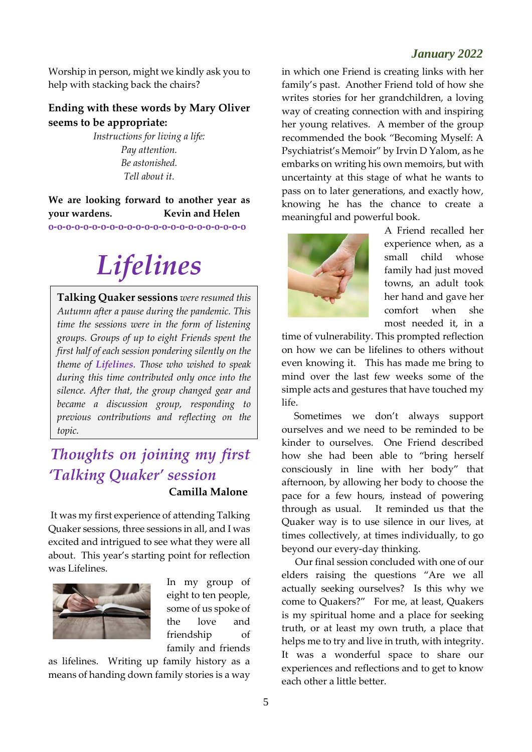Worship in person, might we kindly ask you to help with stacking back the chairs?

**Ending with these words by Mary Oliver seems to be appropriate:**

*Instructions for living a life:*
*Pay attention.*
*Be astonished.*
*Tell about it.*

**We are looking forward to another year as your wardens. Kevin and Helen**

o-o-o-o-o-o-o-o-o-o-o-o-o-o-o-o-o-o-o-o-o-o-o-o-o

# *Lifelines*

**Talking Quaker sessions** *were resumed this Autumn after a pause during the pandemic. This time the sessions were in the form of listening groups. Groups of up to eight Friends spent the first half of each session pondering silently on the theme of* ***Lifelines****. Those who wished to speak during this time contributed only once into the silence. After that, the group changed gear and became a discussion group, responding to previous contributions and reflecting on the topic.*

## *Thoughts on joining my first 'Talking Quaker' session*

**Camilla Malone**

It was my first experience of attending Talking Quaker sessions, three sessions in all, and I was excited and intrigued to see what they were all about. This year's starting point for reflection was Lifelines.

In my group of eight to ten people, some of us spoke of the love and friendship of family and friends as lifelines. Writing up family history as a means of handing down family stories is a way in which one Friend is creating links with her family's past. Another Friend told of how she writes stories for her grandchildren, a loving way of creating connection with and inspiring her young relatives. A member of the group recommended the book "Becoming Myself: A Psychiatrist's Memoir" by Irvin D Yalom, as he embarks on writing his own memoirs, but with uncertainty at this stage of what he wants to pass on to later generations, and exactly how, knowing he has the chance to create a meaningful and powerful book.

A Friend recalled her experience when, as a small child whose family had just moved towns, an adult took her hand and gave her comfort when she most needed it, in a time of vulnerability. This prompted reflection on how we can be lifelines to others without even knowing it. This has made me bring to mind over the last few weeks some of the simple acts and gestures that have touched my life.

Sometimes we don't always support ourselves and we need to be reminded to be kinder to ourselves. One Friend described how she had been able to "bring herself consciously in line with her body" that afternoon, by allowing her body to choose the pace for a few hours, instead of powering through as usual. It reminded us that the Quaker way is to use silence in our lives, at times collectively, at times individually, to go beyond our every-day thinking.

Our final session concluded with one of our elders raising the questions "Are we all actually seeking ourselves? Is this why we come to Quakers?" For me, at least, Quakers is my spiritual home and a place for seeking truth, or at least my own truth, a place that helps me to try and live in truth, with integrity. It was a wonderful space to share our experiences and reflections and to get to know each other a little better.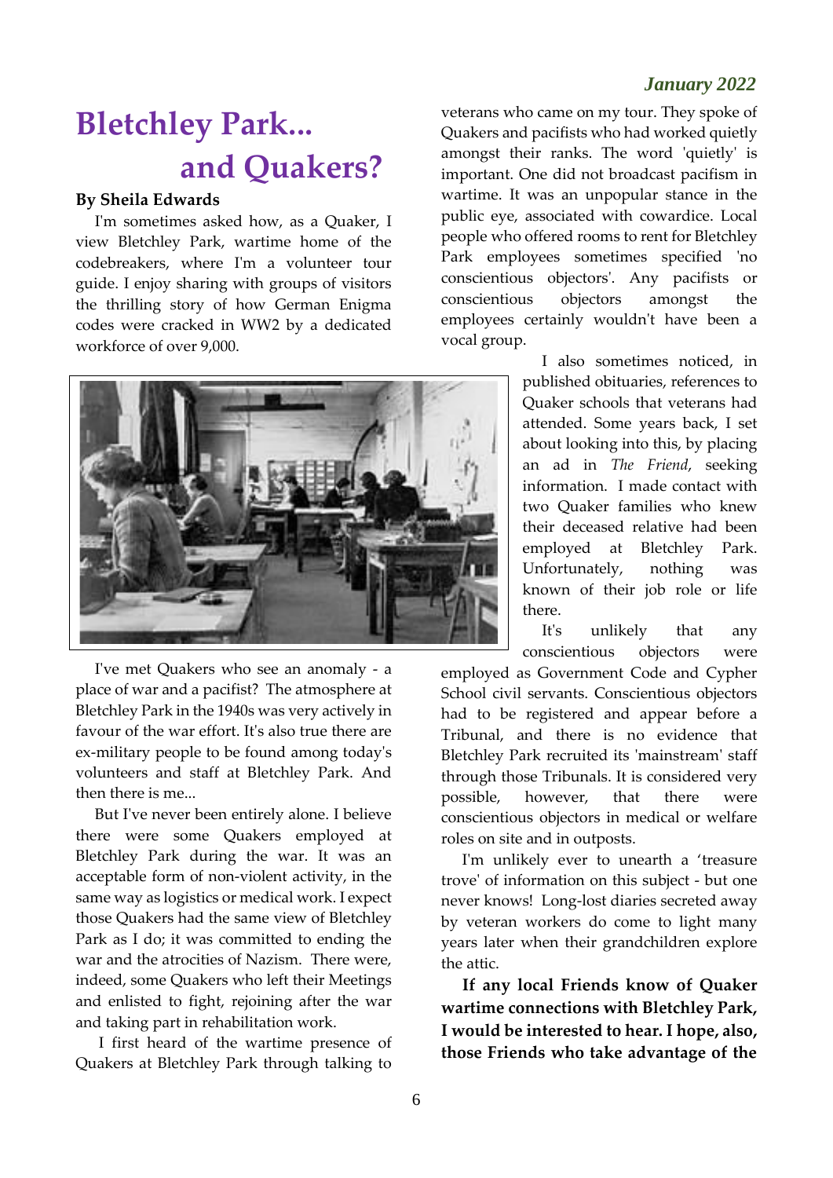# Bletchley Park... and Quakers?

**By Sheila Edwards**

I'm sometimes asked how, as a Quaker, I view Bletchley Park, wartime home of the codebreakers, where I'm a volunteer tour guide. I enjoy sharing with groups of visitors the thrilling story of how German Enigma codes were cracked in WW2 by a dedicated workforce of over 9,000.

I've met Quakers who see an anomaly - a place of war and a pacifist? The atmosphere at Bletchley Park in the 1940s was very actively in favour of the war effort. It's also true there are ex-military people to be found among today's volunteers and staff at Bletchley Park. And then there is me...

But I've never been entirely alone. I believe there were some Quakers employed at Bletchley Park during the war. It was an acceptable form of non-violent activity, in the same way as logistics or medical work. I expect those Quakers had the same view of Bletchley Park as I do; it was committed to ending the war and the atrocities of Nazism. There were, indeed, some Quakers who left their Meetings and enlisted to fight, rejoining after the war and taking part in rehabilitation work.

I first heard of the wartime presence of Quakers at Bletchley Park through talking to veterans who came on my tour. They spoke of Quakers and pacifists who had worked quietly amongst their ranks. The word 'quietly' is important. One did not broadcast pacifism in wartime. It was an unpopular stance in the public eye, associated with cowardice. Local people who offered rooms to rent for Bletchley Park employees sometimes specified 'no conscientious objectors'. Any pacifists or conscientious objectors amongst the employees certainly wouldn't have been a vocal group.

I also sometimes noticed, in published obituaries, references to Quaker schools that veterans had attended. Some years back, I set about looking into this, by placing an ad in *The Friend*, seeking information. I made contact with two Quaker families who knew their deceased relative had been employed at Bletchley Park. Unfortunately, nothing was known of their job role or life there.

It's unlikely that any conscientious objectors were employed as Government Code and Cypher School civil servants. Conscientious objectors had to be registered and appear before a Tribunal, and there is no evidence that Bletchley Park recruited its 'mainstream' staff through those Tribunals. It is considered very possible, however, that there were conscientious objectors in medical or welfare roles on site and in outposts.

I'm unlikely ever to unearth a 'treasure trove' of information on this subject - but one never knows! Long-lost diaries secreted away by veteran workers do come to light many years later when their grandchildren explore the attic.

**If any local Friends know of Quaker wartime connections with Bletchley Park, I would be interested to hear. I hope, also, those Friends who take advantage of the**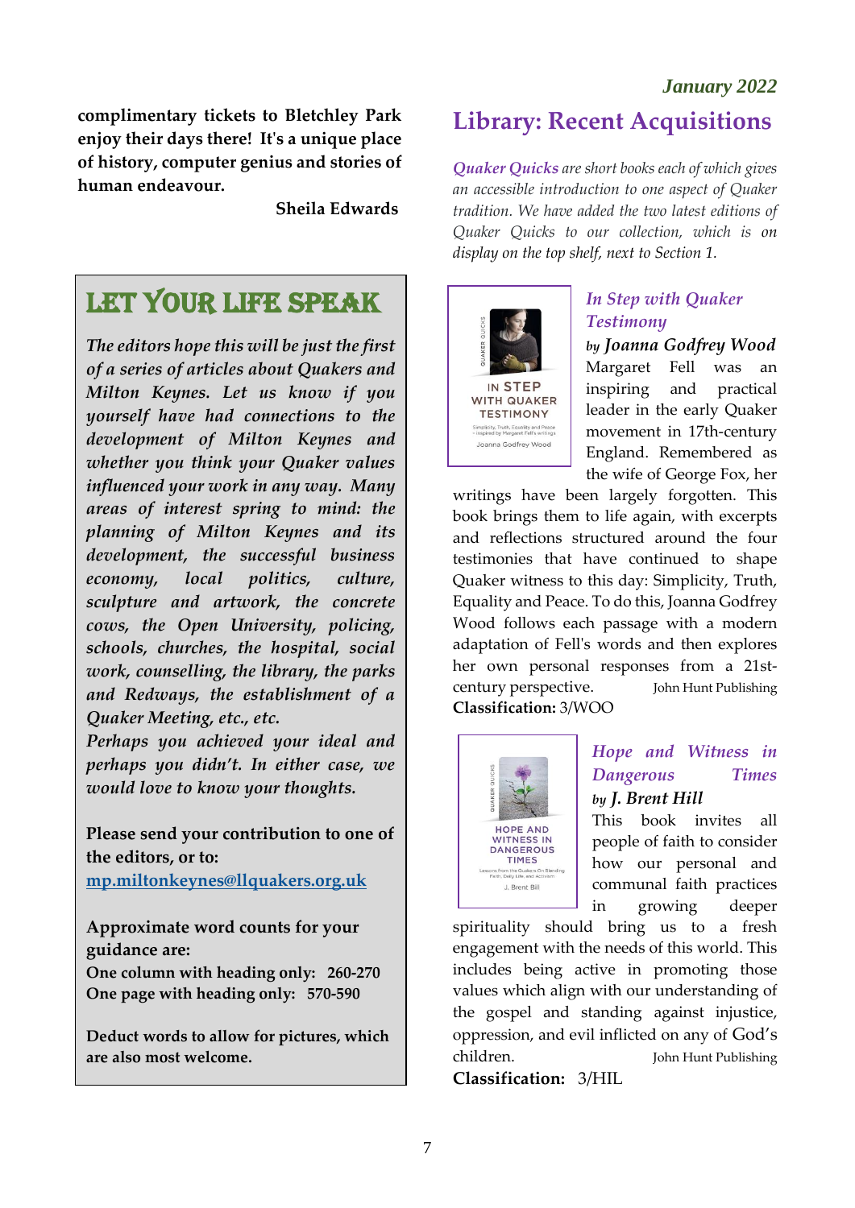**complimentary tickets to Bletchley Park enjoy their days there! It's a unique place of history, computer genius and stories of human endeavour.**

**Sheila Edwards**

## LET YOUR LIFE SPEAK

*The editors hope this will be just the first of a series of articles about Quakers and Milton Keynes. Let us know if you yourself have had connections to the development of Milton Keynes and whether you think your Quaker values influenced your work in any way. Many areas of interest spring to mind: the planning of Milton Keynes and its development, the successful business economy, local politics, culture, sculpture and artwork, the concrete cows, the Open University, policing, schools, churches, the hospital, social work, counselling, the library, the parks and Redways, the establishment of a Quaker Meeting, etc., etc.*

*Perhaps you achieved your ideal and perhaps you didn't. In either case, we would love to know your thoughts.*

**Please send your contribution to one of the editors, or to:**
**mp.miltonkeynes@llquakers.org.uk**

**Approximate word counts for your guidance are:**
**One column with heading only: 260-270**
**One page with heading only: 570-590**

**Deduct words to allow for pictures, which are also most welcome.**

*January 2022*

# Library: Recent Acquisitions

*Quaker Quicks are short books each of which gives an accessible introduction to one aspect of Quaker tradition. We have added the two latest editions of Quaker Quicks to our collection, which is on display on the top shelf, next to Section 1.*

### *In Step with Quaker Testimony*

*by Joanna Godfrey Wood*

Margaret Fell was an inspiring and practical leader in the early Quaker movement in 17th-century England. Remembered as the wife of George Fox, her writings have been largely forgotten. This book brings them to life again, with excerpts and reflections structured around the four testimonies that have continued to shape Quaker witness to this day: Simplicity, Truth, Equality and Peace. To do this, Joanna Godfrey Wood follows each passage with a modern adaptation of Fell's words and then explores her own personal responses from a 21st-century perspective. John Hunt Publishing

**Classification:** 3/WOO

### *Hope and Witness in Dangerous Times*

*by J. Brent Hill*

This book invites all people of faith to consider how our personal and communal faith practices in growing deeper spirituality should bring us to a fresh engagement with the needs of this world. This includes being active in promoting those values which align with our understanding of the gospel and standing against injustice, oppression, and evil inflicted on any of God's children. John Hunt Publishing

**Classification:** 3/HIL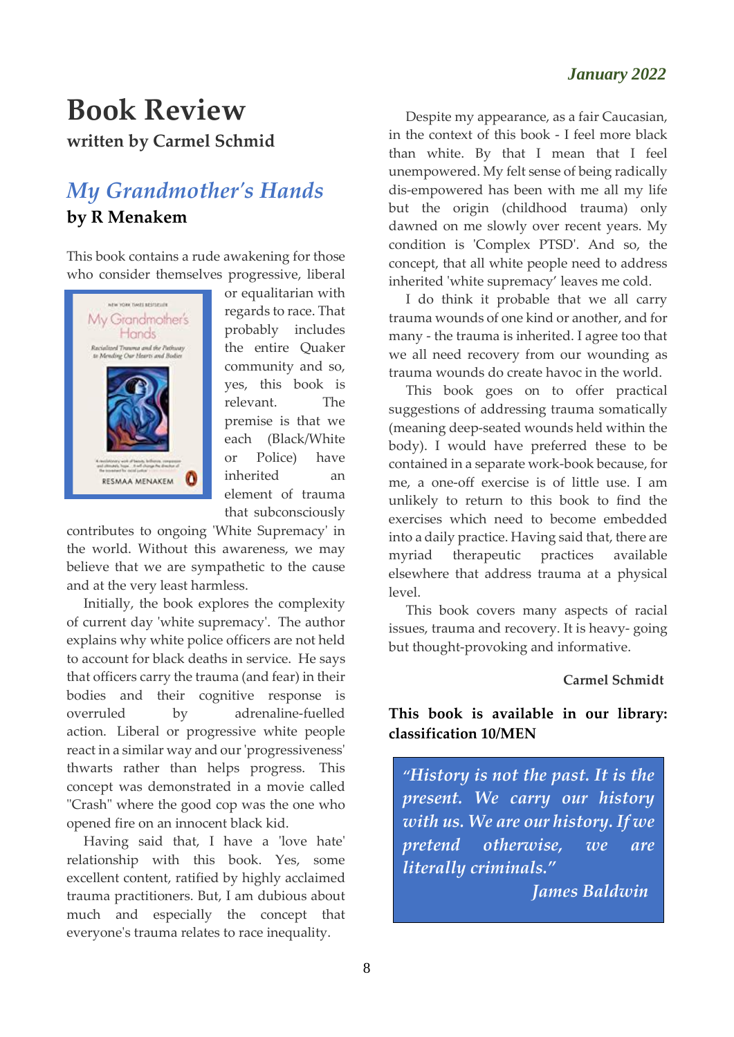January 2022

# Book Review

**written by Carmel Schmid**

## *My Grandmother's Hands*

**by R Menakem**

This book contains a rude awakening for those who consider themselves progressive, liberal or equalitarian with regards to race. That probably includes the entire Quaker community and so, yes, this book is relevant. The premise is that we each (Black/White or Police) have inherited an element of trauma that subconsciously contributes to ongoing 'White Supremacy' in the world. Without this awareness, we may believe that we are sympathetic to the cause and at the very least harmless.

Initially, the book explores the complexity of current day 'white supremacy'. The author explains why white police officers are not held to account for black deaths in service. He says that officers carry the trauma (and fear) in their bodies and their cognitive response is overruled by adrenaline-fuelled action. Liberal or progressive white people react in a similar way and our 'progressiveness' thwarts rather than helps progress. This concept was demonstrated in a movie called "Crash" where the good cop was the one who opened fire on an innocent black kid.

Having said that, I have a 'love hate' relationship with this book. Yes, some excellent content, ratified by highly acclaimed trauma practitioners. But, I am dubious about much and especially the concept that everyone's trauma relates to race inequality.

Despite my appearance, as a fair Caucasian, in the context of this book - I feel more black than white. By that I mean that I feel unempowered. My felt sense of being radically dis-empowered has been with me all my life but the origin (childhood trauma) only dawned on me slowly over recent years. My condition is 'Complex PTSD'. And so, the concept, that all white people need to address inherited 'white supremacy' leaves me cold.

I do think it probable that we all carry trauma wounds of one kind or another, and for many - the trauma is inherited. I agree too that we all need recovery from our wounding as trauma wounds do create havoc in the world.

This book goes on to offer practical suggestions of addressing trauma somatically (meaning deep-seated wounds held within the body). I would have preferred these to be contained in a separate work-book because, for me, a one-off exercise is of little use. I am unlikely to return to this book to find the exercises which need to become embedded into a daily practice. Having said that, there are myriad therapeutic practices available elsewhere that address trauma at a physical level.

This book covers many aspects of racial issues, trauma and recovery. It is heavy- going but thought-provoking and informative.

**Carmel Schmidt**

**This book is available in our library: classification 10/MEN**

> *"History is not the past. It is the present. We carry our history with us. We are our history. If we pretend otherwise, we are literally criminals."*
>
> *James Baldwin*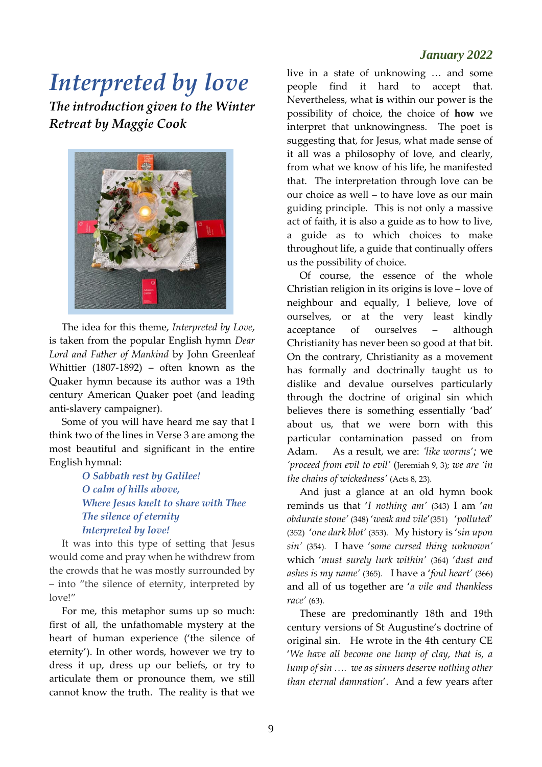# Interpreted by love

## *The introduction given to the Winter Retreat by Maggie Cook*

The idea for this theme, *Interpreted by Love*, is taken from the popular English hymn *Dear Lord and Father of Mankind* by John Greenleaf Whittier (1807-1892) – often known as the Quaker hymn because its author was a 19th century American Quaker poet (and leading anti-slavery campaigner).

Some of you will have heard me say that I think two of the lines in Verse 3 are among the most beautiful and significant in the entire English hymnal:

> *O Sabbath rest by Galilee!*
> *O calm of hills above,*
> *Where Jesus knelt to share with Thee*
> *The silence of eternity*
> *Interpreted by love!*

It was into this type of setting that Jesus would come and pray when he withdrew from the crowds that he was mostly surrounded by – into "the silence of eternity, interpreted by love!"

For me, this metaphor sums up so much: first of all, the unfathomable mystery at the heart of human experience ('the silence of eternity'). In other words, however we try to dress it up, dress up our beliefs, or try to articulate them or pronounce them, we still cannot know the truth. The reality is that we live in a state of unknowing … and some people find it hard to accept that. Nevertheless, what **is** within our power is the possibility of choice, the choice of **how** we interpret that unknowingness. The poet is suggesting that, for Jesus, what made sense of it all was a philosophy of love, and clearly, from what we know of his life, he manifested that. The interpretation through love can be our choice as well – to have love as our main guiding principle. This is not only a massive act of faith, it is also a guide as to how to live, a guide as to which choices to make throughout life, a guide that continually offers us the possibility of choice.

Of course, the essence of the whole Christian religion in its origins is love – love of neighbour and equally, I believe, love of ourselves, or at the very least kindly acceptance of ourselves – although Christianity has never been so good at that bit. On the contrary, Christianity as a movement has formally and doctrinally taught us to dislike and devalue ourselves particularly through the doctrine of original sin which believes there is something essentially 'bad' about us, that we were born with this particular contamination passed on from Adam. As a result, we are: *'like worms'*; we *'proceed from evil to evil'* (Jeremiah 9, 3); *we are 'in the chains of wickedness'* (Acts 8, 23).

And just a glance at an old hymn book reminds us that '*I nothing am*' (343) I am '*an obdurate stone*' (348) '*weak and vile*' (351) '*polluted*' (352) '*one dark blot*' (353). My history is '*sin upon sin*' (354). I have '*some cursed thing unknown*' which '*must surely lurk within*' (364) '*dust and ashes is my name*' (365). I have a '*foul heart*' (366) and all of us together are '*a vile and thankless race*' (63).

These are predominantly 18th and 19th century versions of St Augustine's doctrine of original sin. He wrote in the 4th century CE '*We have all become one lump of clay, that is, a lump of sin …. we as sinners deserve nothing other than eternal damnation*'. And a few years after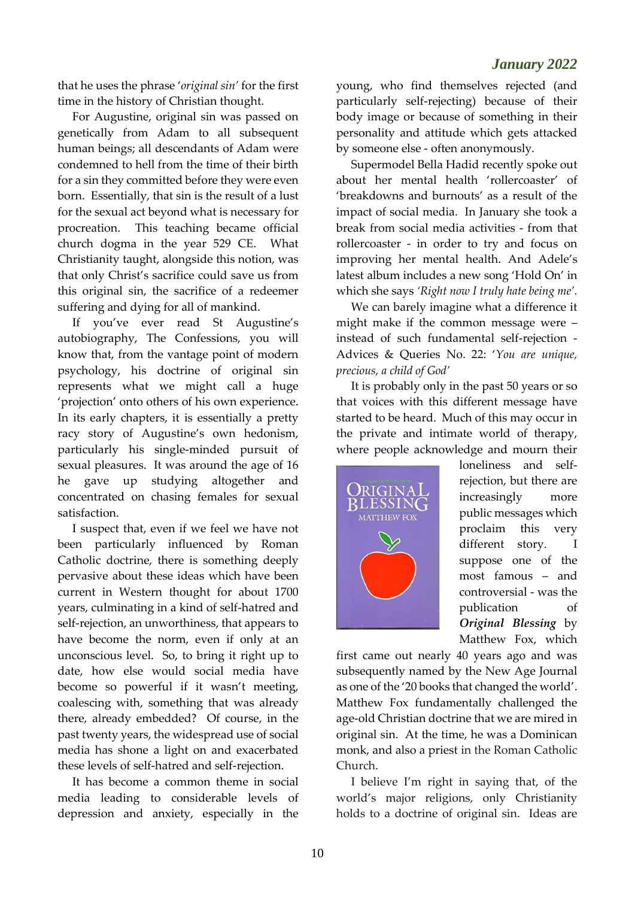that he uses the phrase '*original sin'* for the first time in the history of Christian thought.

For Augustine, original sin was passed on genetically from Adam to all subsequent human beings; all descendants of Adam were condemned to hell from the time of their birth for a sin they committed before they were even born. Essentially, that sin is the result of a lust for the sexual act beyond what is necessary for procreation. This teaching became official church dogma in the year 529 CE. What Christianity taught, alongside this notion, was that only Christ's sacrifice could save us from this original sin, the sacrifice of a redeemer suffering and dying for all of mankind.

If you've ever read St Augustine's autobiography, The Confessions, you will know that, from the vantage point of modern psychology, his doctrine of original sin represents what we might call a huge 'projection' onto others of his own experience. In its early chapters, it is essentially a pretty racy story of Augustine's own hedonism, particularly his single-minded pursuit of sexual pleasures. It was around the age of 16 he gave up studying altogether and concentrated on chasing females for sexual satisfaction.

I suspect that, even if we feel we have not been particularly influenced by Roman Catholic doctrine, there is something deeply pervasive about these ideas which have been current in Western thought for about 1700 years, culminating in a kind of self-hatred and self-rejection, an unworthiness, that appears to have become the norm, even if only at an unconscious level. So, to bring it right up to date, how else would social media have become so powerful if it wasn't meeting, coalescing with, something that was already there, already embedded? Of course, in the past twenty years, the widespread use of social media has shone a light on and exacerbated these levels of self-hatred and self-rejection.

It has become a common theme in social media leading to considerable levels of depression and anxiety, especially in the young, who find themselves rejected (and particularly self-rejecting) because of their body image or because of something in their personality and attitude which gets attacked by someone else - often anonymously.

Supermodel Bella Hadid recently spoke out about her mental health 'rollercoaster' of 'breakdowns and burnouts' as a result of the impact of social media. In January she took a break from social media activities - from that rollercoaster - in order to try and focus on improving her mental health. And Adele's latest album includes a new song 'Hold On' in which she says *'Right now I truly hate being me'.*

We can barely imagine what a difference it might make if the common message were – instead of such fundamental self-rejection - Advices & Queries No. 22: '*You are unique, precious, a child of God'*

It is probably only in the past 50 years or so that voices with this different message have started to be heard. Much of this may occur in the private and intimate world of therapy, where people acknowledge and mourn their loneliness and self-rejection, but there are increasingly more public messages which proclaim this very different story. I suppose one of the most famous – and controversial - was the publication of ***Original Blessing*** by Matthew Fox, which first came out nearly 40 years ago and was subsequently named by the New Age Journal as one of the '20 books that changed the world'. Matthew Fox fundamentally challenged the age-old Christian doctrine that we are mired in original sin. At the time, he was a Dominican monk, and also a priest in the Roman Catholic Church.

I believe I'm right in saying that, of the world's major religions, only Christianity holds to a doctrine of original sin. Ideas are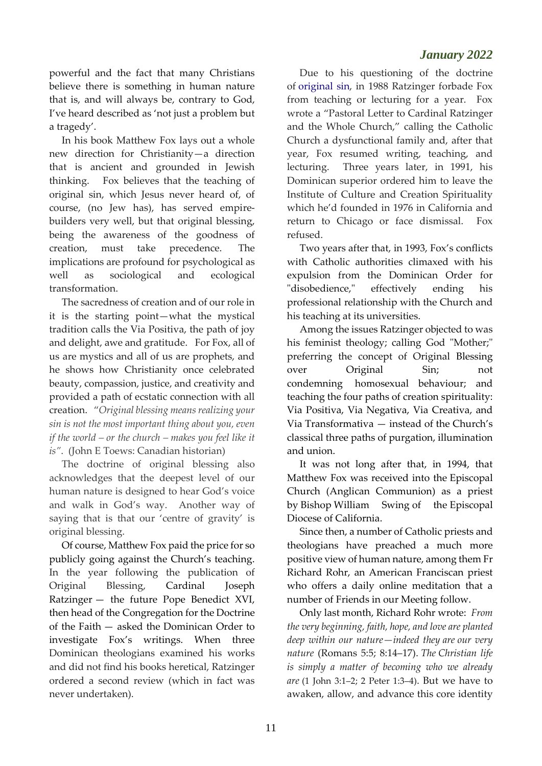powerful and the fact that many Christians believe there is something in human nature that is, and will always be, contrary to God, I've heard described as 'not just a problem but a tragedy'.

In his book Matthew Fox lays out a whole new direction for Christianity—a direction that is ancient and grounded in Jewish thinking. Fox believes that the teaching of original sin, which Jesus never heard of, of course, (no Jew has), has served empire-builders very well, but that original blessing, being the awareness of the goodness of creation, must take precedence. The implications are profound for psychological as well as sociological and ecological transformation.

The sacredness of creation and of our role in it is the starting point—what the mystical tradition calls the Via Positiva, the path of joy and delight, awe and gratitude. For Fox, all of us are mystics and all of us are prophets, and he shows how Christianity once celebrated beauty, compassion, justice, and creativity and provided a path of ecstatic connection with all creation. "*Original blessing means realizing your sin is not the most important thing about you, even if the world – or the church – makes you feel like it is"*. (John E Toews: Canadian historian)

The doctrine of original blessing also acknowledges that the deepest level of our human nature is designed to hear God's voice and walk in God's way. Another way of saying that is that our 'centre of gravity' is original blessing.

Of course, Matthew Fox paid the price for so publicly going against the Church's teaching. In the year following the publication of Original Blessing, Cardinal Joseph Ratzinger — the future Pope Benedict XVI, then head of the Congregation for the Doctrine of the Faith — asked the Dominican Order to investigate Fox's writings. When three Dominican theologians examined his works and did not find his books heretical, Ratzinger ordered a second review (which in fact was never undertaken).

Due to his questioning of the doctrine of original sin, in 1988 Ratzinger forbade Fox from teaching or lecturing for a year. Fox wrote a "Pastoral Letter to Cardinal Ratzinger and the Whole Church," calling the Catholic Church a dysfunctional family and, after that year, Fox resumed writing, teaching, and lecturing. Three years later, in 1991, his Dominican superior ordered him to leave the Institute of Culture and Creation Spirituality which he'd founded in 1976 in California and return to Chicago or face dismissal. Fox refused.

Two years after that, in 1993, Fox's conflicts with Catholic authorities climaxed with his expulsion from the Dominican Order for "disobedience," effectively ending his professional relationship with the Church and his teaching at its universities.

Among the issues Ratzinger objected to was his feminist theology; calling God "Mother;" preferring the concept of Original Blessing over Original Sin; not condemning homosexual behaviour; and teaching the four paths of creation spirituality: Via Positiva, Via Negativa, Via Creativa, and Via Transformativa — instead of the Church's classical three paths of purgation, illumination and union.

It was not long after that, in 1994, that Matthew Fox was received into the Episcopal Church (Anglican Communion) as a priest by Bishop William Swing of the Episcopal Diocese of California.

Since then, a number of Catholic priests and theologians have preached a much more positive view of human nature, among them Fr Richard Rohr, an American Franciscan priest who offers a daily online meditation that a number of Friends in our Meeting follow.

Only last month, Richard Rohr wrote: *From the very beginning, faith, hope, and love are planted deep within our nature—indeed they are our very nature* (Romans 5:5; 8:14–17). *The Christian life is simply a matter of becoming who we already are* (1 John 3:1–2; 2 Peter 1:3–4). But we have to awaken, allow, and advance this core identity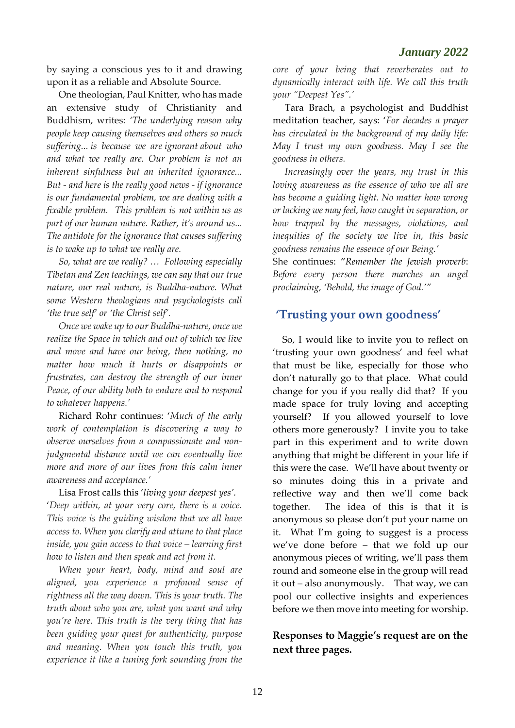by saying a conscious yes to it and drawing upon it as a reliable and Absolute Source.

One theologian, Paul Knitter, who has made an extensive study of Christianity and Buddhism, writes: *'The underlying reason why people keep causing themselves and others so much suffering... is because we are ignorant about who and what we really are. Our problem is not an inherent sinfulness but an inherited ignorance... But - and here is the really good news - if ignorance is our fundamental problem, we are dealing with a fixable problem. This problem is not within us as part of our human nature. Rather, it's around us... The antidote for the ignorance that causes suffering is to wake up to what we really are.*

*So, what are we really? … Following especially Tibetan and Zen teachings, we can say that our true nature, our real nature, is Buddha-nature. What some Western theologians and psychologists call 'the true self' or 'the Christ self'.*

*Once we wake up to our Buddha-nature, once we realize the Space in which and out of which we live and move and have our being, then nothing, no matter how much it hurts or disappoints or frustrates, can destroy the strength of our inner Peace, of our ability both to endure and to respond to whatever happens.'*

Richard Rohr continues: '*Much of the early work of contemplation is discovering a way to observe ourselves from a compassionate and non-judgmental distance until we can eventually live more and more of our lives from this calm inner awareness and acceptance.'*

Lisa Frost calls this '*living your deepest yes'*. '*Deep within, at your very core, there is a voice. This voice is the guiding wisdom that we all have access to. When you clarify and attune to that place inside, you gain access to that voice – learning first how to listen and then speak and act from it.*

*When your heart, body, mind and soul are aligned, you experience a profound sense of rightness all the way down. This is your truth. The truth about who you are, what you want and why you're here. This truth is the very thing that has been guiding your quest for authenticity, purpose and meaning. When you touch this truth, you experience it like a tuning fork sounding from the core of your being that reverberates out to dynamically interact with life. We call this truth your "Deepest Yes".'*

Tara Brach, a psychologist and Buddhist meditation teacher, says: '*For decades a prayer has circulated in the background of my daily life: May I trust my own goodness. May I see the goodness in others.*

*Increasingly over the years, my trust in this loving awareness as the essence of who we all are has become a guiding light. No matter how wrong or lacking we may feel, how caught in separation, or how trapped by the messages, violations, and inequities of the society we live in, this basic goodness remains the essence of our Being.'*

She continues: "*Remember the Jewish proverb*: *Before every person there marches an angel proclaiming, 'Behold, the image of God.'"*

## 'Trusting your own goodness'

So, I would like to invite you to reflect on 'trusting your own goodness' and feel what that must be like, especially for those who don't naturally go to that place. What could change for you if you really did that? If you made space for truly loving and accepting yourself? If you allowed yourself to love others more generously? I invite you to take part in this experiment and to write down anything that might be different in your life if this were the case. We'll have about twenty or so minutes doing this in a private and reflective way and then we'll come back together. The idea of this is that it is anonymous so please don't put your name on it. What I'm going to suggest is a process we've done before – that we fold up our anonymous pieces of writing, we'll pass them round and someone else in the group will read it out – also anonymously. That way, we can pool our collective insights and experiences before we then move into meeting for worship.

**Responses to Maggie's request are on the next three pages.**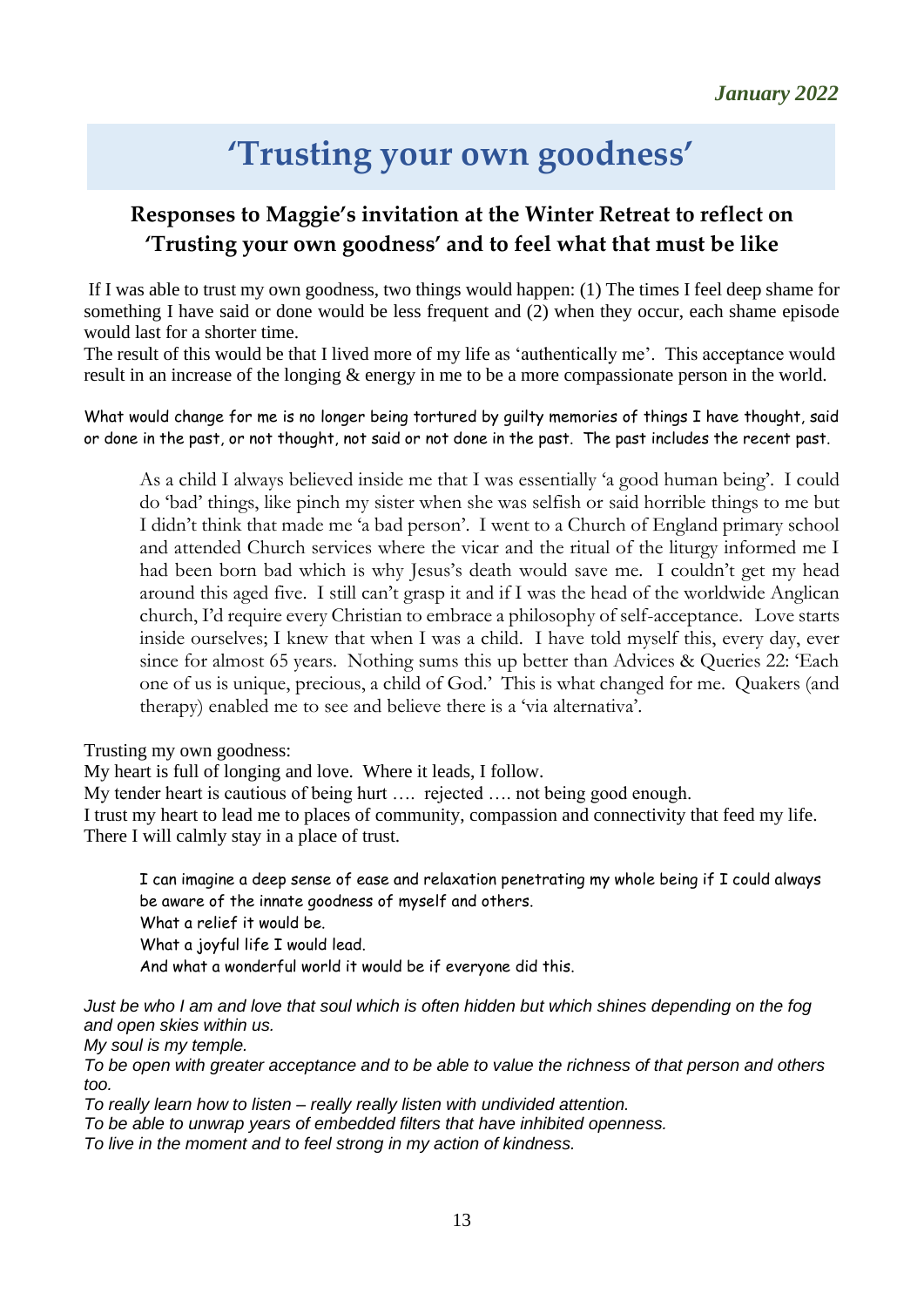*January 2022*

# 'Trusting your own goodness'

## Responses to Maggie's invitation at the Winter Retreat to reflect on 'Trusting your own goodness' and to feel what that must be like

If I was able to trust my own goodness, two things would happen: (1) The times I feel deep shame for something I have said or done would be less frequent and (2) when they occur, each shame episode would last for a shorter time.
The result of this would be that I lived more of my life as 'authentically me'. This acceptance would result in an increase of the longing & energy in me to be a more compassionate person in the world.

What would change for me is no longer being tortured by guilty memories of things I have thought, said or done in the past, or not thought, not said or not done in the past. The past includes the recent past.

> As a child I always believed inside me that I was essentially 'a good human being'. I could do 'bad' things, like pinch my sister when she was selfish or said horrible things to me but I didn't think that made me 'a bad person'. I went to a Church of England primary school and attended Church services where the vicar and the ritual of the liturgy informed me I had been born bad which is why Jesus's death would save me. I couldn't get my head around this aged five. I still can't grasp it and if I was the head of the worldwide Anglican church, I'd require every Christian to embrace a philosophy of self-acceptance. Love starts inside ourselves; I knew that when I was a child. I have told myself this, every day, ever since for almost 65 years. Nothing sums this up better than Advices & Queries 22: 'Each one of us is unique, precious, a child of God.' This is what changed for me. Quakers (and therapy) enabled me to see and believe there is a 'via alternativa'.

Trusting my own goodness:
My heart is full of longing and love. Where it leads, I follow.
My tender heart is cautious of being hurt …. rejected …. not being good enough.
I trust my heart to lead me to places of community, compassion and connectivity that feed my life.
There I will calmly stay in a place of trust.

> I can imagine a deep sense of ease and relaxation penetrating my whole being if I could always be aware of the innate goodness of myself and others.
> What a relief it would be.
> What a joyful life I would lead.
> And what a wonderful world it would be if everyone did this.

*Just be who I am and love that soul which is often hidden but which shines depending on the fog and open skies within us.*
*My soul is my temple.*
*To be open with greater acceptance and to be able to value the richness of that person and others too.*
*To really learn how to listen – really really listen with undivided attention.*
*To be able to unwrap years of embedded filters that have inhibited openness.*
*To live in the moment and to feel strong in my action of kindness.*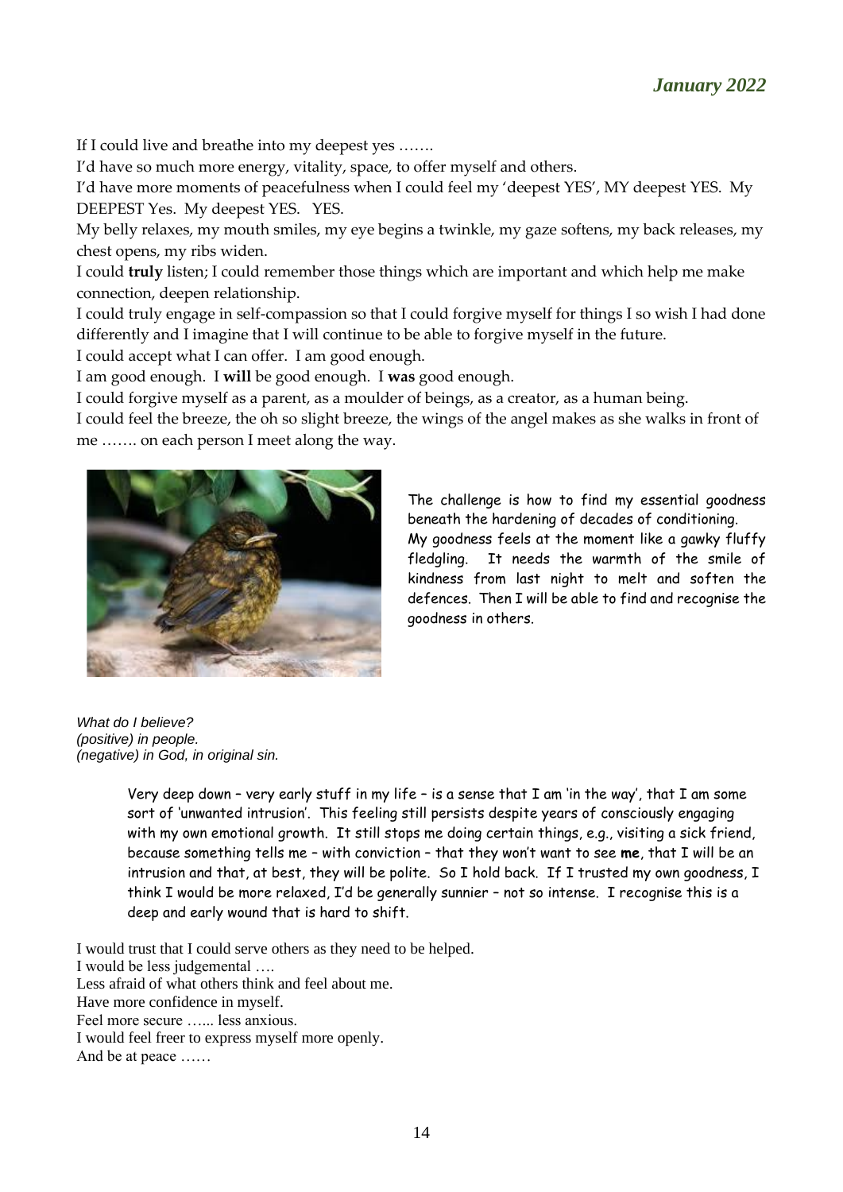*January 2022*

If I could live and breathe into my deepest yes …….

I'd have so much more energy, vitality, space, to offer myself and others.

I'd have more moments of peacefulness when I could feel my 'deepest YES', MY deepest YES. My DEEPEST Yes. My deepest YES. YES.

My belly relaxes, my mouth smiles, my eye begins a twinkle, my gaze softens, my back releases, my chest opens, my ribs widen.

I could **truly** listen; I could remember those things which are important and which help me make connection, deepen relationship.

I could truly engage in self-compassion so that I could forgive myself for things I so wish I had done differently and I imagine that I will continue to be able to forgive myself in the future.

I could accept what I can offer. I am good enough.

I am good enough. I **will** be good enough. I **was** good enough.

I could forgive myself as a parent, as a moulder of beings, as a creator, as a human being.

I could feel the breeze, the oh so slight breeze, the wings of the angel makes as she walks in front of me ……. on each person I meet along the way.

The challenge is how to find my essential goodness beneath the hardening of decades of conditioning. My goodness feels at the moment like a gawky fluffy fledgling. It needs the warmth of the smile of kindness from last night to melt and soften the defences. Then I will be able to find and recognise the goodness in others.

*What do I believe?*
*(positive) in people.*
*(negative) in God, in original sin.*

Very deep down – very early stuff in my life – is a sense that I am 'in the way', that I am some sort of 'unwanted intrusion'. This feeling still persists despite years of consciously engaging with my own emotional growth. It still stops me doing certain things, e.g., visiting a sick friend, because something tells me – with conviction – that they won't want to see **me**, that I will be an intrusion and that, at best, they will be polite. So I hold back. If I trusted my own goodness, I think I would be more relaxed, I'd be generally sunnier – not so intense. I recognise this is a deep and early wound that is hard to shift.

I would trust that I could serve others as they need to be helped.
I would be less judgemental ….
Less afraid of what others think and feel about me.
Have more confidence in myself.
Feel more secure …... less anxious.
I would feel freer to express myself more openly.
And be at peace ……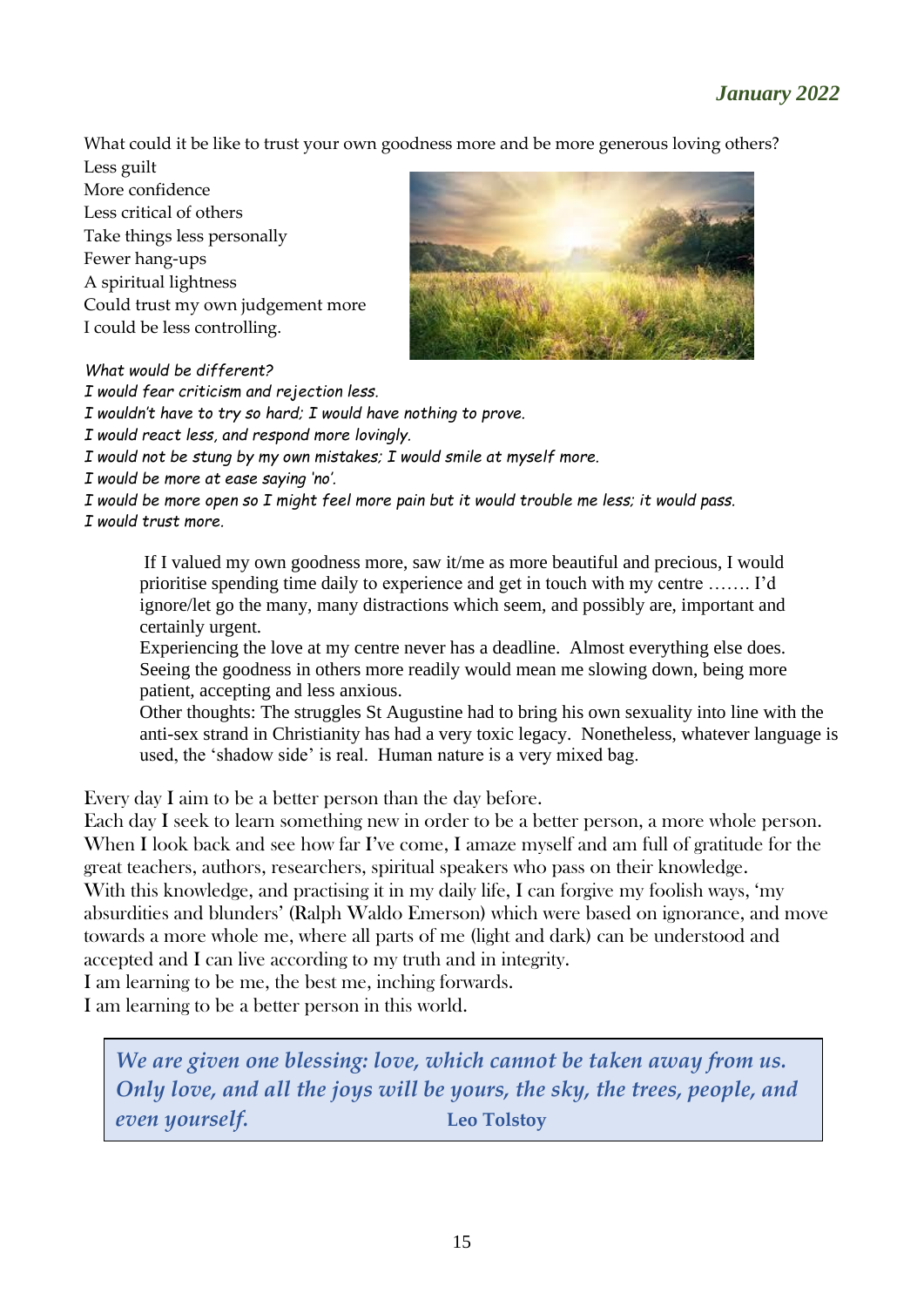What could it be like to trust your own goodness more and be more generous loving others?

Less guilt  
More confidence  
Less critical of others  
Take things less personally  
Fewer hang-ups  
A spiritual lightness  
Could trust my own judgement more  
I could be less controlling.

*What would be different?*  
*I would fear criticism and rejection less.*  
*I wouldn't have to try so hard; I would have nothing to prove.*  
*I would react less, and respond more lovingly.*  
*I would not be stung by my own mistakes; I would smile at myself more.*  
*I would be more at ease saying 'no'.*  
*I would be more open so I might feel more pain but it would trouble me less; it would pass.*  
*I would trust more.*

> If I valued my own goodness more, saw it/me as more beautiful and precious, I would prioritise spending time daily to experience and get in touch with my centre ……. I'd ignore/let go the many, many distractions which seem, and possibly are, important and certainly urgent.
>
> Experiencing the love at my centre never has a deadline. Almost everything else does. Seeing the goodness in others more readily would mean me slowing down, being more patient, accepting and less anxious.
>
> Other thoughts: The struggles St Augustine had to bring his own sexuality into line with the anti-sex strand in Christianity has had a very toxic legacy. Nonetheless, whatever language is used, the 'shadow side' is real. Human nature is a very mixed bag.

Every day I aim to be a better person than the day before.  
Each day I seek to learn something new in order to be a better person, a more whole person. When I look back and see how far I've come, I amaze myself and am full of gratitude for the great teachers, authors, researchers, spiritual speakers who pass on their knowledge.  
With this knowledge, and practising it in my daily life, I can forgive my foolish ways, 'my absurdities and blunders' (Ralph Waldo Emerson) which were based on ignorance, and move towards a more whole me, where all parts of me (light and dark) can be understood and accepted and I can live according to my truth and in integrity.  
I am learning to be me, the best me, inching forwards.  
I am learning to be a better person in this world.

> ***We are given one blessing: love, which cannot be taken away from us. Only love, and all the joys will be yours, the sky, the trees, people, and even yourself.*** **Leo Tolstoy**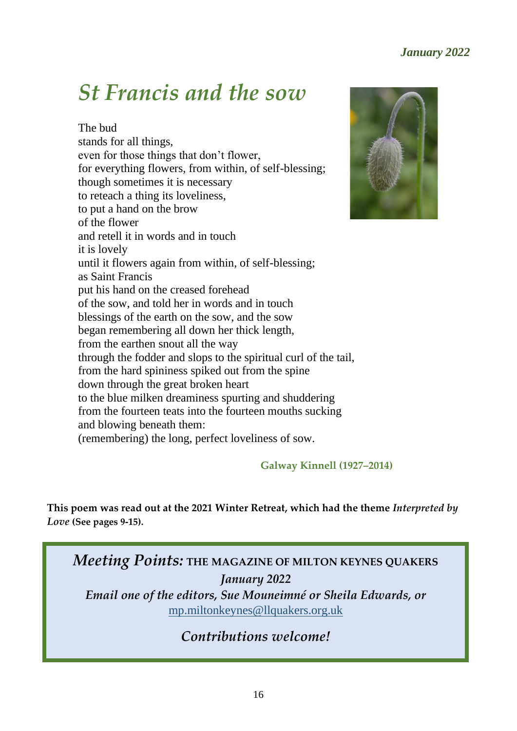*January 2022*

# *St Francis and the sow*

The bud  
stands for all things,  
even for those things that don't flower,  
for everything flowers, from within, of self-blessing;  
though sometimes it is necessary  
to reteach a thing its loveliness,  
to put a hand on the brow  
of the flower  
and retell it in words and in touch  
it is lovely  
until it flowers again from within, of self-blessing;  
as Saint Francis  
put his hand on the creased forehead  
of the sow, and told her in words and in touch  
blessings of the earth on the sow, and the sow  
began remembering all down her thick length,  
from the earthen snout all the way  
through the fodder and slops to the spiritual curl of the tail,  
from the hard spininess spiked out from the spine  
down through the great broken heart  
to the blue milken dreaminess spurting and shuddering  
from the fourteen teats into the fourteen mouths sucking  
and blowing beneath them:  
(remembering) the long, perfect loveliness of sow.

**Galway Kinnell (1927–2014)**

**This poem was read out at the 2021 Winter Retreat, which had the theme *Interpreted by Love* (See pages 9-15).**

***Meeting Points:*** **THE MAGAZINE OF MILTON KEYNES QUAKERS**

*January 2022*

*Email one of the editors, Sue Mouneimné or Sheila Edwards, or*  
mp.miltonkeynes@llquakers.org.uk

*Contributions welcome!*